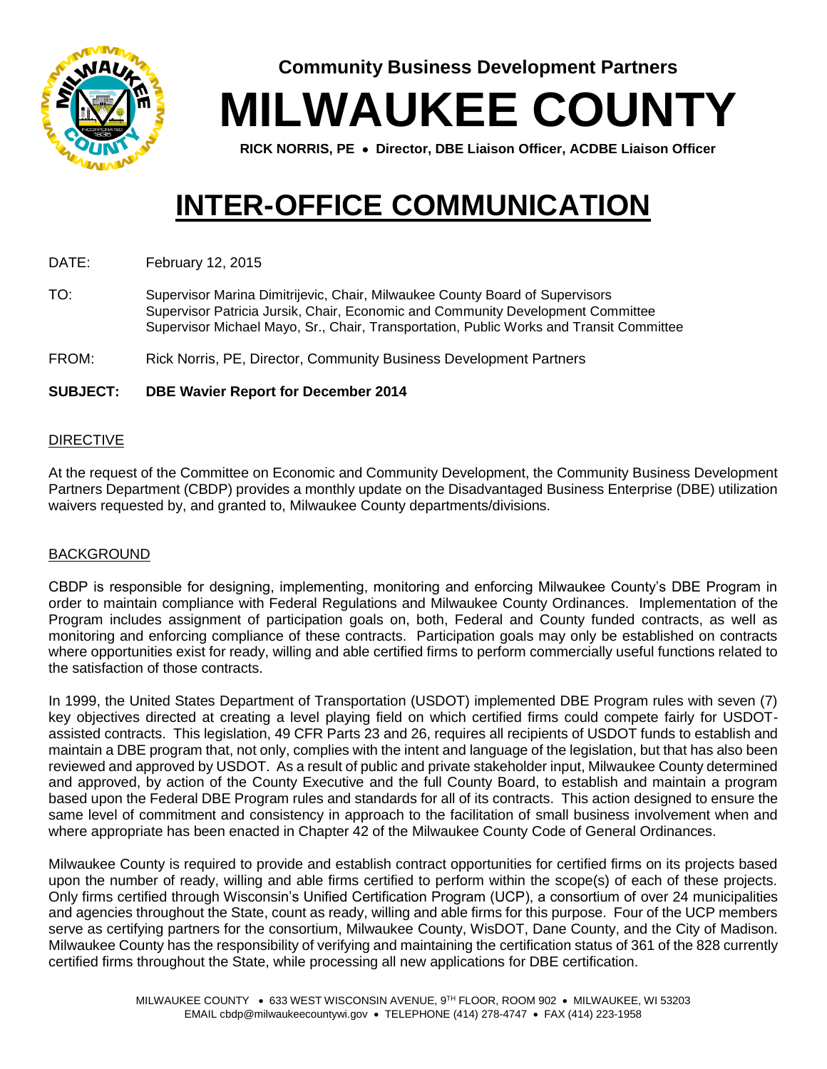**Community Business Development Partners**

# MILWAUKEE COUNTY

**RICK NORRIS, PE • Director, DBE Liaison Officer, ACDBE Liaison Officer**

# INTER-OFFICE COMMUNICATION

DATE: February 12, 2015

TO: Supervisor Marina Dimitrijevic, Chair, Milwaukee County Board of Supervisors
Supervisor Patricia Jursik, Chair, Economic and Community Development Committee
Supervisor Michael Mayo, Sr., Chair, Transportation, Public Works and Transit Committee

FROM: Rick Norris, PE, Director, Community Business Development Partners

**SUBJECT: DBE Wavier Report for December 2014**

## DIRECTIVE

At the request of the Committee on Economic and Community Development, the Community Business Development Partners Department (CBDP) provides a monthly update on the Disadvantaged Business Enterprise (DBE) utilization waivers requested by, and granted to, Milwaukee County departments/divisions.

## BACKGROUND

CBDP is responsible for designing, implementing, monitoring and enforcing Milwaukee County's DBE Program in order to maintain compliance with Federal Regulations and Milwaukee County Ordinances. Implementation of the Program includes assignment of participation goals on, both, Federal and County funded contracts, as well as monitoring and enforcing compliance of these contracts. Participation goals may only be established on contracts where opportunities exist for ready, willing and able certified firms to perform commercially useful functions related to the satisfaction of those contracts.

In 1999, the United States Department of Transportation (USDOT) implemented DBE Program rules with seven (7) key objectives directed at creating a level playing field on which certified firms could compete fairly for USDOT-assisted contracts. This legislation, 49 CFR Parts 23 and 26, requires all recipients of USDOT funds to establish and maintain a DBE program that, not only, complies with the intent and language of the legislation, but that has also been reviewed and approved by USDOT. As a result of public and private stakeholder input, Milwaukee County determined and approved, by action of the County Executive and the full County Board, to establish and maintain a program based upon the Federal DBE Program rules and standards for all of its contracts. This action designed to ensure the same level of commitment and consistency in approach to the facilitation of small business involvement when and where appropriate has been enacted in Chapter 42 of the Milwaukee County Code of General Ordinances.

Milwaukee County is required to provide and establish contract opportunities for certified firms on its projects based upon the number of ready, willing and able firms certified to perform within the scope(s) of each of these projects. Only firms certified through Wisconsin's Unified Certification Program (UCP), a consortium of over 24 municipalities and agencies throughout the State, count as ready, willing and able firms for this purpose. Four of the UCP members serve as certifying partners for the consortium, Milwaukee County, WisDOT, Dane County, and the City of Madison. Milwaukee County has the responsibility of verifying and maintaining the certification status of 361 of the 828 currently certified firms throughout the State, while processing all new applications for DBE certification.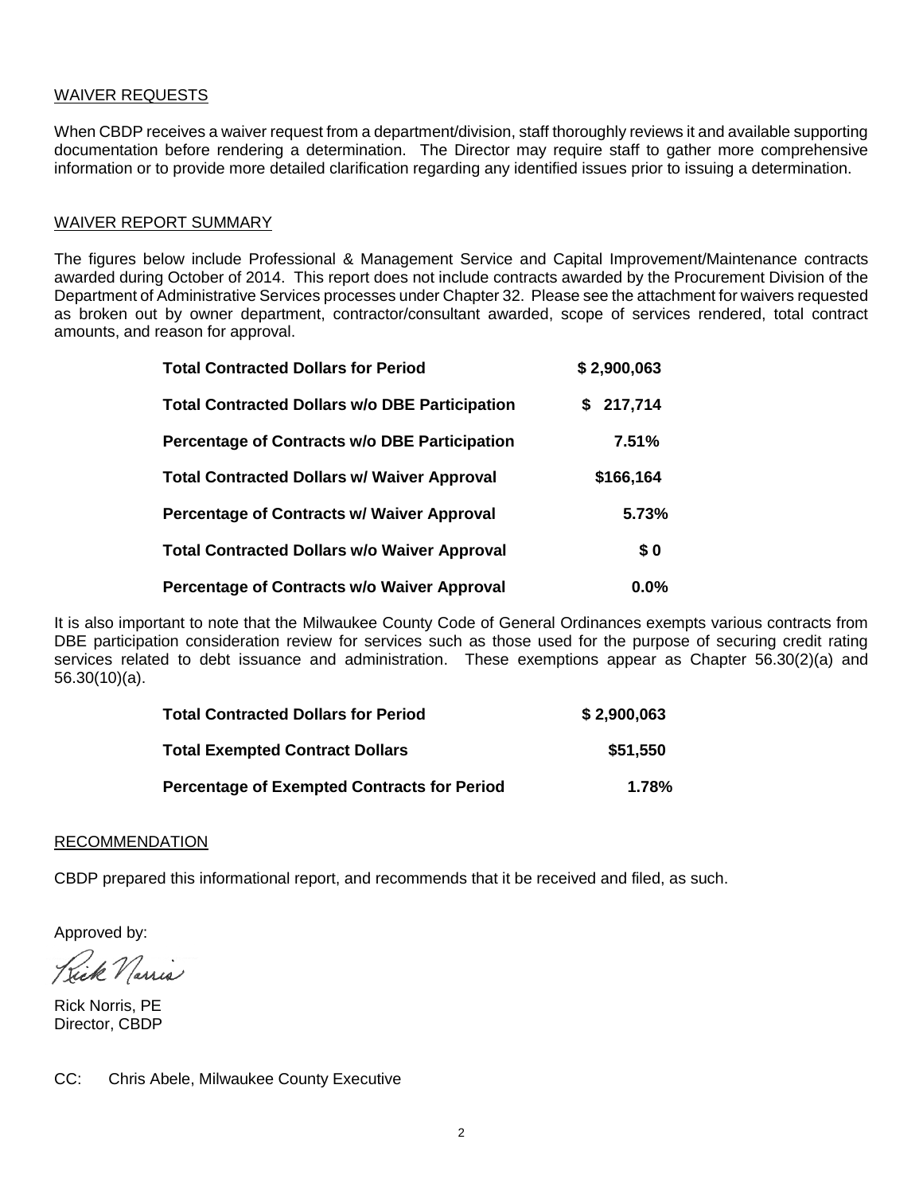## WAIVER REQUESTS

When CBDP receives a waiver request from a department/division, staff thoroughly reviews it and available supporting documentation before rendering a determination. The Director may require staff to gather more comprehensive information or to provide more detailed clarification regarding any identified issues prior to issuing a determination.

## WAIVER REPORT SUMMARY

The figures below include Professional & Management Service and Capital Improvement/Maintenance contracts awarded during October of 2014. This report does not include contracts awarded by the Procurement Division of the Department of Administrative Services processes under Chapter 32. Please see the attachment for waivers requested as broken out by owner department, contractor/consultant awarded, scope of services rendered, total contract amounts, and reason for approval.

| | |
|---|---|
| **Total Contracted Dollars for Period** | **$ 2,900,063** |
| **Total Contracted Dollars w/o DBE Participation** | **$ 217,714** |
| **Percentage of Contracts w/o DBE Participation** | **7.51%** |
| **Total Contracted Dollars w/ Waiver Approval** | **$166,164** |
| **Percentage of Contracts w/ Waiver Approval** | **5.73%** |
| **Total Contracted Dollars w/o Waiver Approval** | **$ 0** |
| **Percentage of Contracts w/o Waiver Approval** | **0.0%** |

It is also important to note that the Milwaukee County Code of General Ordinances exempts various contracts from DBE participation consideration review for services such as those used for the purpose of securing credit rating services related to debt issuance and administration. These exemptions appear as Chapter 56.30(2)(a) and 56.30(10)(a).

| | |
|---|---|
| **Total Contracted Dollars for Period** | **$ 2,900,063** |
| **Total Exempted Contract Dollars** | **$51,550** |
| **Percentage of Exempted Contracts for Period** | **1.78%** |

## RECOMMENDATION

CBDP prepared this informational report, and recommends that it be received and filed, as such.

Approved by:

Rick Norris

Rick Norris, PE
Director, CBDP

CC: Chris Abele, Milwaukee County Executive